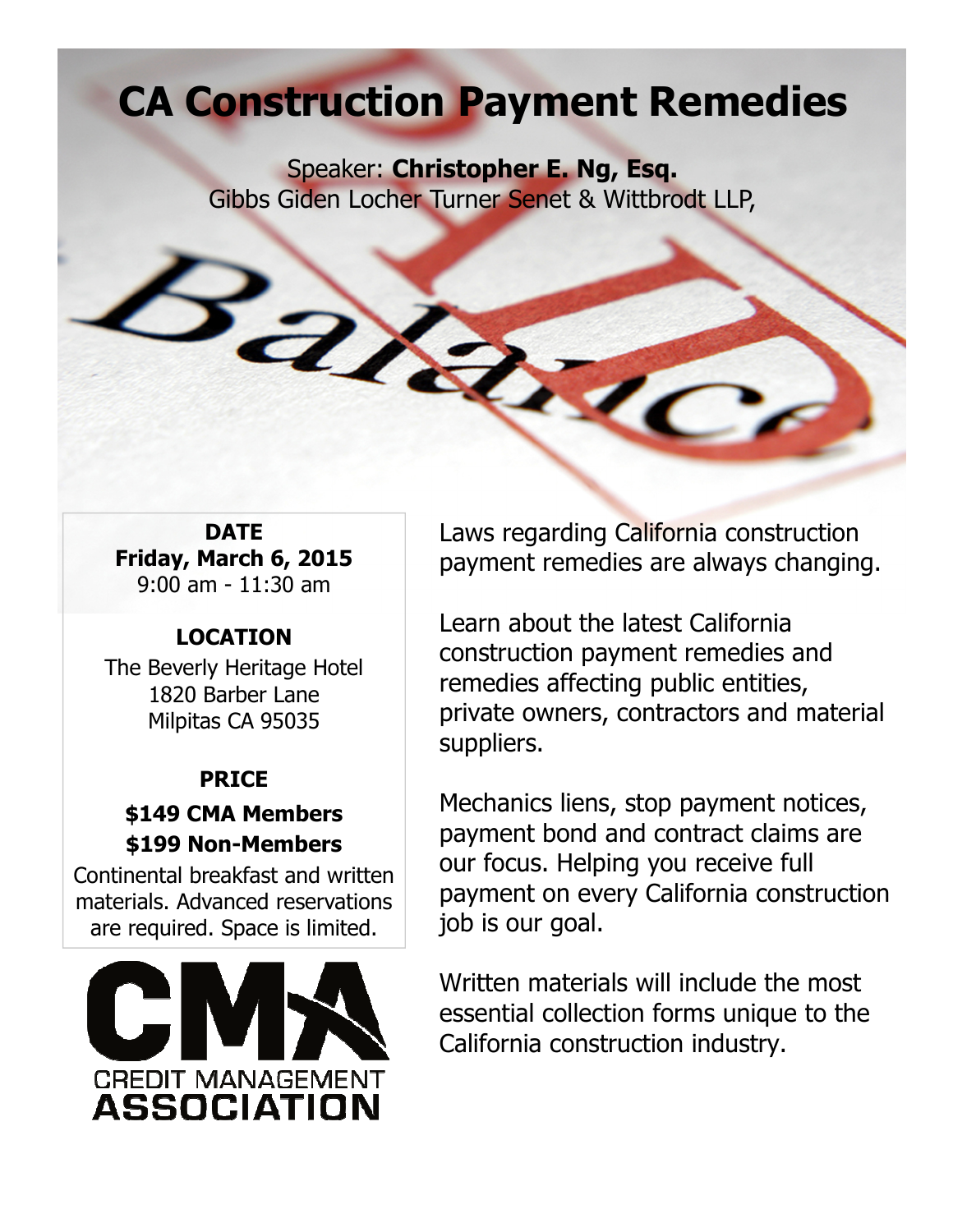# CA Construction Payment Remedies

Speaker: **Christopher E. Ng, Esq.**
Gibbs Giden Locher Turner Senet & Wittbrodt LLP,

**DATE**
**Friday, March 6, 2015**
9:00 am - 11:30 am

**LOCATION**
The Beverly Heritage Hotel
1820 Barber Lane
Milpitas CA 95035

**PRICE**
**$149 CMA Members**
**$199 Non-Members**
Continental breakfast and written materials. Advanced reservations are required. Space is limited.

CMA
CREDIT MANAGEMENT
ASSOCIATION

Laws regarding California construction payment remedies are always changing.

Learn about the latest California construction payment remedies and remedies affecting public entities, private owners, contractors and material suppliers.

Mechanics liens, stop payment notices, payment bond and contract claims are our focus. Helping you receive full payment on every California construction job is our goal.

Written materials will include the most essential collection forms unique to the California construction industry.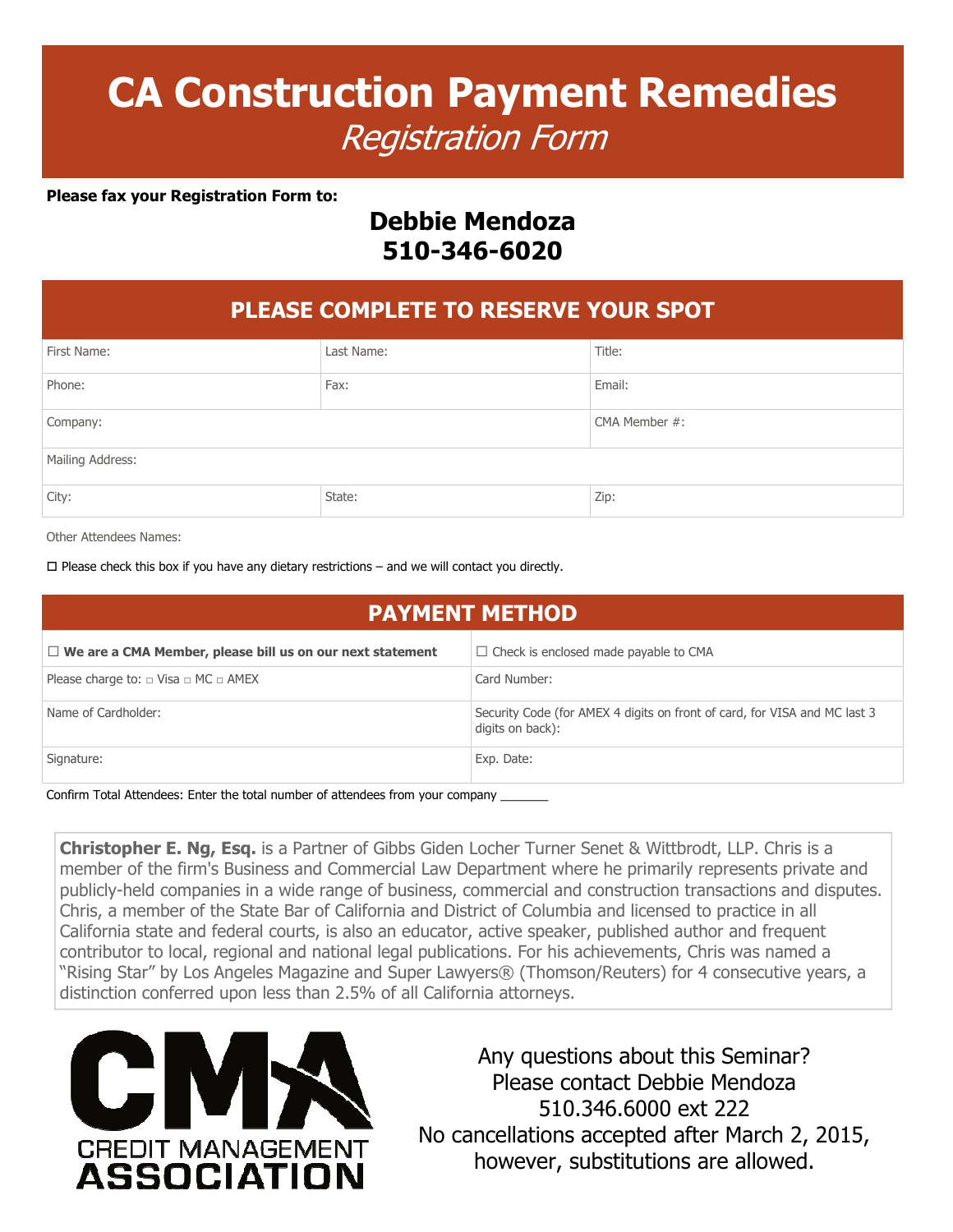# CA Construction Payment Remedies

*Registration Form*

**Please fax your Registration Form to:**

**Debbie Mendoza**
**510-346-6020**

## PLEASE COMPLETE TO RESERVE YOUR SPOT

| | | |
|---|---|---|
| First Name: | Last Name: | Title: |
| Phone: | Fax: | Email: |
| Company: | | CMA Member #: |
| Mailing Address: | | |
| City: | State: | Zip: |

Other Attendees Names:

☐ Please check this box if you have any dietary restrictions – and we will contact you directly.

## PAYMENT METHOD

| | |
|---|---|
| ☐ **We are a CMA Member, please bill us on our next statement** | ☐ Check is enclosed made payable to CMA |
| Please charge to: □ Visa □ MC □ AMEX | Card Number: |
| Name of Cardholder: | Security Code (for AMEX 4 digits on front of card, for VISA and MC last 3 digits on back): |
| Signature: | Exp. Date: |

Confirm Total Attendees: Enter the total number of attendees from your company _______

**Christopher E. Ng, Esq.** is a Partner of Gibbs Giden Locher Turner Senet & Wittbrodt, LLP. Chris is a member of the firm's Business and Commercial Law Department where he primarily represents private and publicly-held companies in a wide range of business, commercial and construction transactions and disputes. Chris, a member of the State Bar of California and District of Columbia and licensed to practice in all California state and federal courts, is also an educator, active speaker, published author and frequent contributor to local, regional and national legal publications. For his achievements, Chris was named a "Rising Star" by Los Angeles Magazine and Super Lawyers® (Thomson/Reuters) for 4 consecutive years, a distinction conferred upon less than 2.5% of all California attorneys.

CMA
CREDIT MANAGEMENT
ASSOCIATION

Any questions about this Seminar?
Please contact Debbie Mendoza
510.346.6000 ext 222
No cancellations accepted after March 2, 2015,
however, substitutions are allowed.